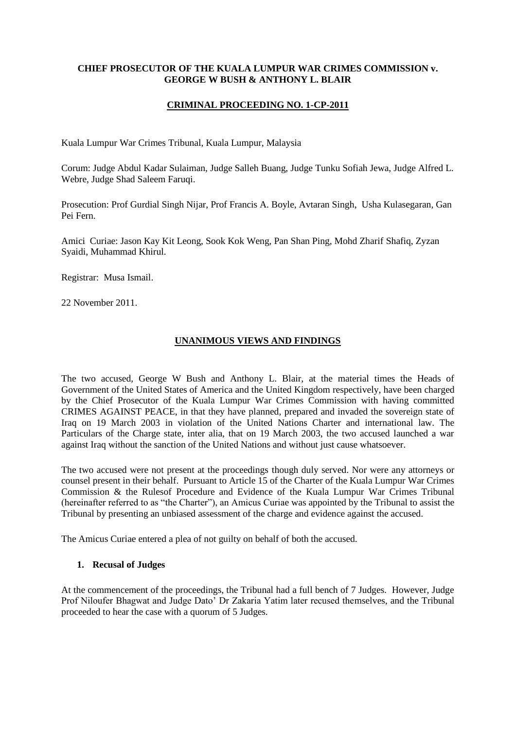**CHIEF PROSECUTOR OF THE KUALA LUMPUR WAR CRIMES COMMISSION v. GEORGE W BUSH & ANTHONY L. BLAIR**

**CRIMINAL PROCEEDING NO. 1-CP-2011**

Kuala Lumpur War Crimes Tribunal, Kuala Lumpur, Malaysia

Corum: Judge Abdul Kadar Sulaiman, Judge Salleh Buang, Judge Tunku Sofiah Jewa, Judge Alfred L. Webre, Judge Shad Saleem Faruqi.

Prosecution: Prof Gurdial Singh Nijar, Prof Francis A. Boyle, Avtaran Singh, Usha Kulasegaran, Gan Pei Fern.

Amici Curiae: Jason Kay Kit Leong, Sook Kok Weng, Pan Shan Ping, Mohd Zharif Shafiq, Zyzan Syaidi, Muhammad Khirul.

Registrar: Musa Ismail.

22 November 2011.

**UNANIMOUS VIEWS AND FINDINGS**

The two accused, George W Bush and Anthony L. Blair, at the material times the Heads of Government of the United States of America and the United Kingdom respectively, have been charged by the Chief Prosecutor of the Kuala Lumpur War Crimes Commission with having committed CRIMES AGAINST PEACE, in that they have planned, prepared and invaded the sovereign state of Iraq on 19 March 2003 in violation of the United Nations Charter and international law. The Particulars of the Charge state, inter alia, that on 19 March 2003, the two accused launched a war against Iraq without the sanction of the United Nations and without just cause whatsoever.

The two accused were not present at the proceedings though duly served. Nor were any attorneys or counsel present in their behalf. Pursuant to Article 15 of the Charter of the Kuala Lumpur War Crimes Commission & the Rulesof Procedure and Evidence of the Kuala Lumpur War Crimes Tribunal (hereinafter referred to as "the Charter"), an Amicus Curiae was appointed by the Tribunal to assist the Tribunal by presenting an unbiased assessment of the charge and evidence against the accused.

The Amicus Curiae entered a plea of not guilty on behalf of both the accused.

1. **Recusal of Judges**

At the commencement of the proceedings, the Tribunal had a full bench of 7 Judges. However, Judge Prof Niloufer Bhagwat and Judge Dato' Dr Zakaria Yatim later recused themselves, and the Tribunal proceeded to hear the case with a quorum of 5 Judges.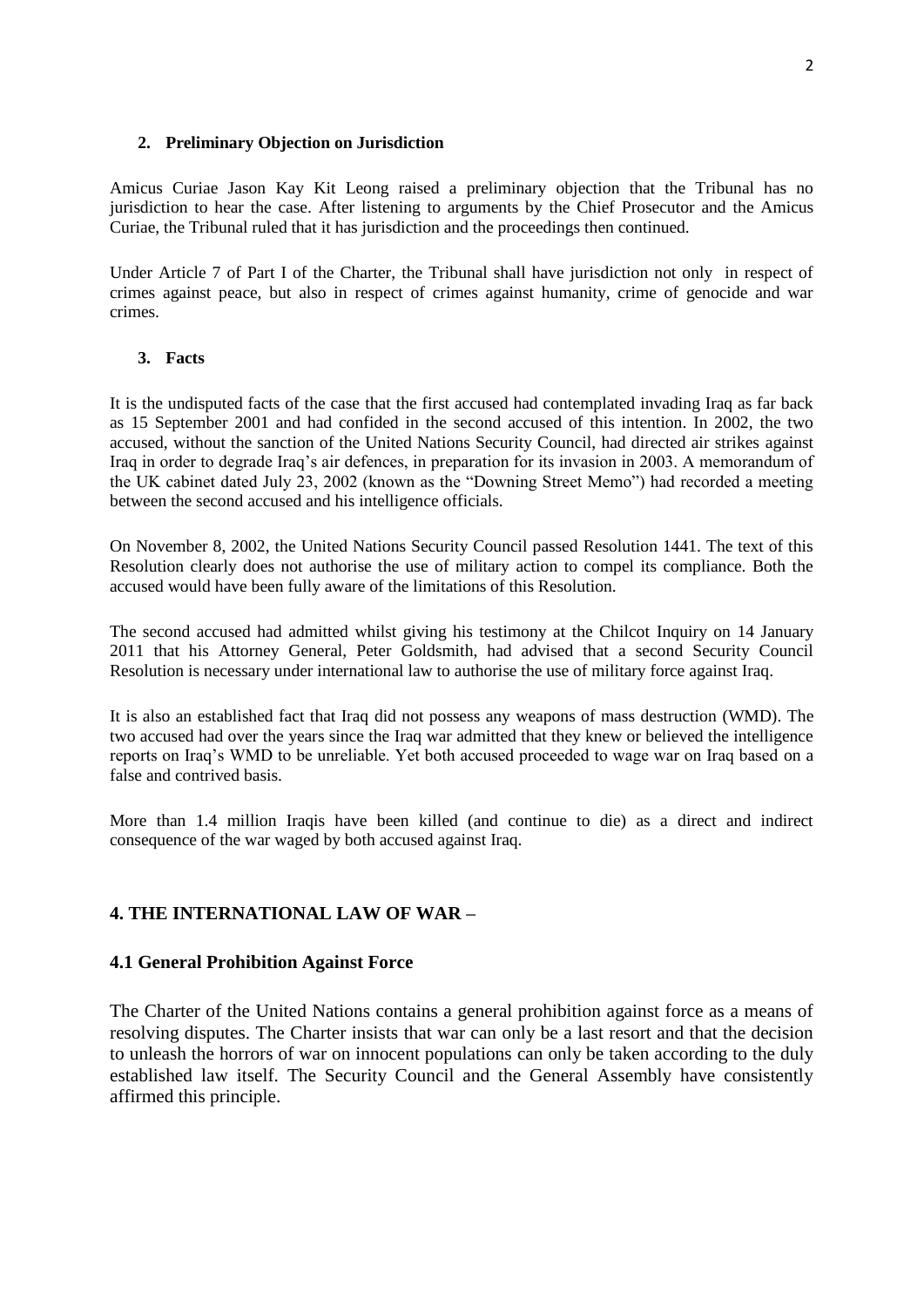## 2. Preliminary Objection on Jurisdiction

Amicus Curiae Jason Kay Kit Leong raised a preliminary objection that the Tribunal has no jurisdiction to hear the case. After listening to arguments by the Chief Prosecutor and the Amicus Curiae, the Tribunal ruled that it has jurisdiction and the proceedings then continued.

Under Article 7 of Part I of the Charter, the Tribunal shall have jurisdiction not only in respect of crimes against peace, but also in respect of crimes against humanity, crime of genocide and war crimes.

## 3. Facts

It is the undisputed facts of the case that the first accused had contemplated invading Iraq as far back as 15 September 2001 and had confided in the second accused of this intention. In 2002, the two accused, without the sanction of the United Nations Security Council, had directed air strikes against Iraq in order to degrade Iraq's air defences, in preparation for its invasion in 2003. A memorandum of the UK cabinet dated July 23, 2002 (known as the "Downing Street Memo") had recorded a meeting between the second accused and his intelligence officials.

On November 8, 2002, the United Nations Security Council passed Resolution 1441. The text of this Resolution clearly does not authorise the use of military action to compel its compliance. Both the accused would have been fully aware of the limitations of this Resolution.

The second accused had admitted whilst giving his testimony at the Chilcot Inquiry on 14 January 2011 that his Attorney General, Peter Goldsmith, had advised that a second Security Council Resolution is necessary under international law to authorise the use of military force against Iraq.

It is also an established fact that Iraq did not possess any weapons of mass destruction (WMD). The two accused had over the years since the Iraq war admitted that they knew or believed the intelligence reports on Iraq's WMD to be unreliable. Yet both accused proceeded to wage war on Iraq based on a false and contrived basis.

More than 1.4 million Iraqis have been killed (and continue to die) as a direct and indirect consequence of the war waged by both accused against Iraq.

## 4. THE INTERNATIONAL LAW OF WAR –

### 4.1 General Prohibition Against Force

The Charter of the United Nations contains a general prohibition against force as a means of resolving disputes. The Charter insists that war can only be a last resort and that the decision to unleash the horrors of war on innocent populations can only be taken according to the duly established law itself. The Security Council and the General Assembly have consistently affirmed this principle.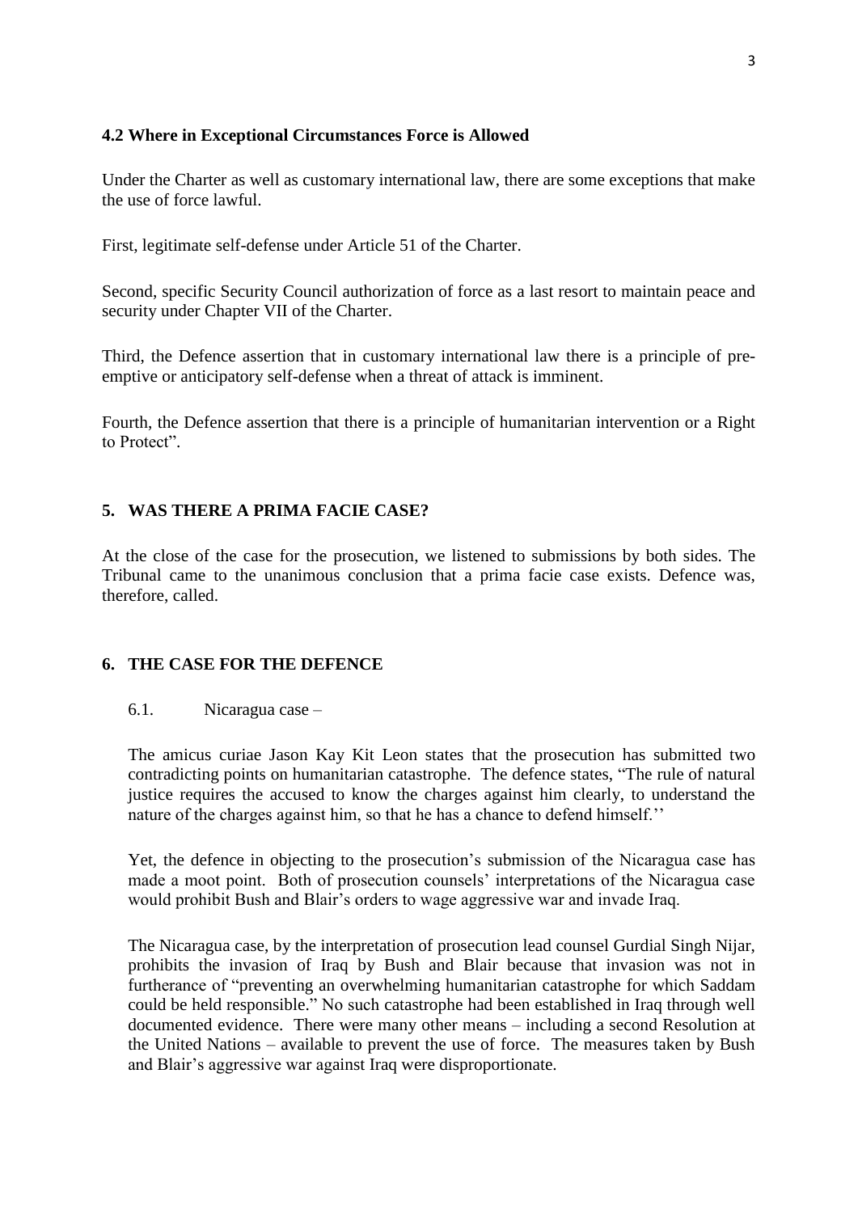### 4.2 Where in Exceptional Circumstances Force is Allowed

Under the Charter as well as customary international law, there are some exceptions that make the use of force lawful.

First, legitimate self-defense under Article 51 of the Charter.

Second, specific Security Council authorization of force as a last resort to maintain peace and security under Chapter VII of the Charter.

Third, the Defence assertion that in customary international law there is a principle of pre-emptive or anticipatory self-defense when a threat of attack is imminent.

Fourth, the Defence assertion that there is a principle of humanitarian intervention or a Right to Protect".

## 5. WAS THERE A PRIMA FACIE CASE?

At the close of the case for the prosecution, we listened to submissions by both sides. The Tribunal came to the unanimous conclusion that a prima facie case exists. Defence was, therefore, called.

## 6. THE CASE FOR THE DEFENCE

6.1. Nicaragua case –

The amicus curiae Jason Kay Kit Leon states that the prosecution has submitted two contradicting points on humanitarian catastrophe. The defence states, "The rule of natural justice requires the accused to know the charges against him clearly, to understand the nature of the charges against him, so that he has a chance to defend himself.''

Yet, the defence in objecting to the prosecution's submission of the Nicaragua case has made a moot point. Both of prosecution counsels' interpretations of the Nicaragua case would prohibit Bush and Blair's orders to wage aggressive war and invade Iraq.

The Nicaragua case, by the interpretation of prosecution lead counsel Gurdial Singh Nijar, prohibits the invasion of Iraq by Bush and Blair because that invasion was not in furtherance of "preventing an overwhelming humanitarian catastrophe for which Saddam could be held responsible." No such catastrophe had been established in Iraq through well documented evidence. There were many other means – including a second Resolution at the United Nations – available to prevent the use of force. The measures taken by Bush and Blair's aggressive war against Iraq were disproportionate.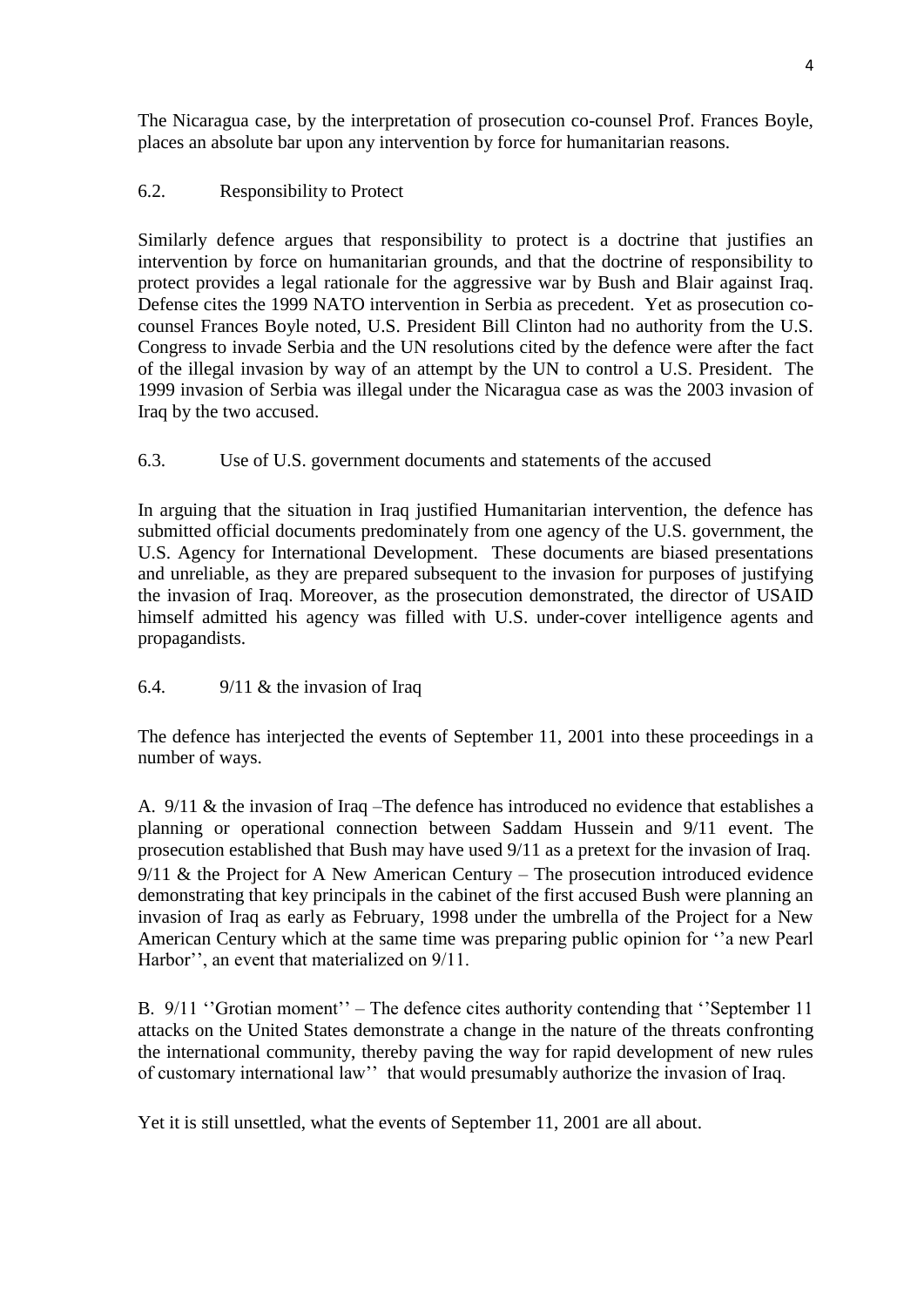The Nicaragua case, by the interpretation of prosecution co-counsel Prof. Frances Boyle, places an absolute bar upon any intervention by force for humanitarian reasons.

### 6.2. Responsibility to Protect

Similarly defence argues that responsibility to protect is a doctrine that justifies an intervention by force on humanitarian grounds, and that the doctrine of responsibility to protect provides a legal rationale for the aggressive war by Bush and Blair against Iraq. Defense cites the 1999 NATO intervention in Serbia as precedent. Yet as prosecution co-counsel Frances Boyle noted, U.S. President Bill Clinton had no authority from the U.S. Congress to invade Serbia and the UN resolutions cited by the defence were after the fact of the illegal invasion by way of an attempt by the UN to control a U.S. President. The 1999 invasion of Serbia was illegal under the Nicaragua case as was the 2003 invasion of Iraq by the two accused.

### 6.3. Use of U.S. government documents and statements of the accused

In arguing that the situation in Iraq justified Humanitarian intervention, the defence has submitted official documents predominately from one agency of the U.S. government, the U.S. Agency for International Development. These documents are biased presentations and unreliable, as they are prepared subsequent to the invasion for purposes of justifying the invasion of Iraq. Moreover, as the prosecution demonstrated, the director of USAID himself admitted his agency was filled with U.S. under-cover intelligence agents and propagandists.

### 6.4. 9/11 & the invasion of Iraq

The defence has interjected the events of September 11, 2001 into these proceedings in a number of ways.

A. 9/11 & the invasion of Iraq –The defence has introduced no evidence that establishes a planning or operational connection between Saddam Hussein and 9/11 event. The prosecution established that Bush may have used 9/11 as a pretext for the invasion of Iraq. 9/11 & the Project for A New American Century – The prosecution introduced evidence demonstrating that key principals in the cabinet of the first accused Bush were planning an invasion of Iraq as early as February, 1998 under the umbrella of the Project for a New American Century which at the same time was preparing public opinion for ''a new Pearl Harbor'', an event that materialized on 9/11.

B. 9/11 ''Grotian moment'' – The defence cites authority contending that ''September 11 attacks on the United States demonstrate a change in the nature of the threats confronting the international community, thereby paving the way for rapid development of new rules of customary international law'' that would presumably authorize the invasion of Iraq.

Yet it is still unsettled, what the events of September 11, 2001 are all about.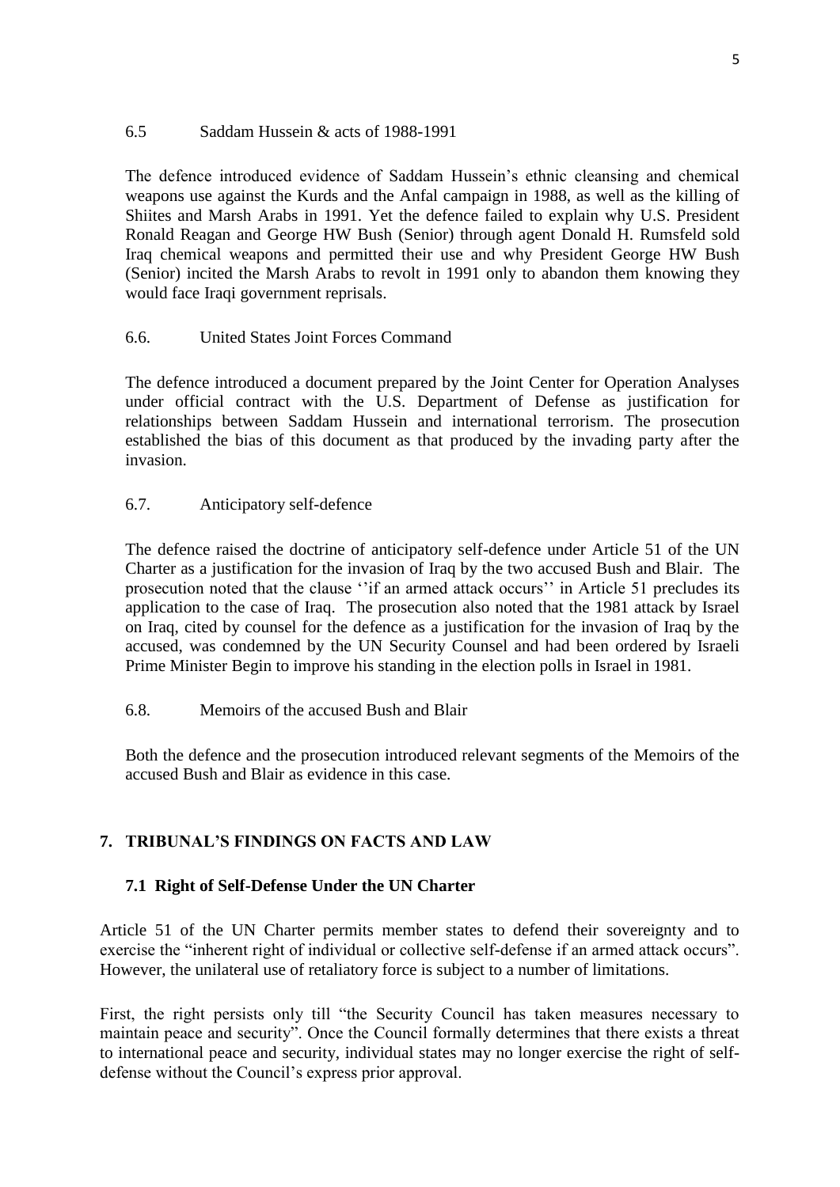### 6.5 Saddam Hussein & acts of 1988-1991

The defence introduced evidence of Saddam Hussein's ethnic cleansing and chemical weapons use against the Kurds and the Anfal campaign in 1988, as well as the killing of Shiites and Marsh Arabs in 1991. Yet the defence failed to explain why U.S. President Ronald Reagan and George HW Bush (Senior) through agent Donald H. Rumsfeld sold Iraq chemical weapons and permitted their use and why President George HW Bush (Senior) incited the Marsh Arabs to revolt in 1991 only to abandon them knowing they would face Iraqi government reprisals.

### 6.6. United States Joint Forces Command

The defence introduced a document prepared by the Joint Center for Operation Analyses under official contract with the U.S. Department of Defense as justification for relationships between Saddam Hussein and international terrorism. The prosecution established the bias of this document as that produced by the invading party after the invasion.

### 6.7. Anticipatory self-defence

The defence raised the doctrine of anticipatory self-defence under Article 51 of the UN Charter as a justification for the invasion of Iraq by the two accused Bush and Blair. The prosecution noted that the clause ''if an armed attack occurs'' in Article 51 precludes its application to the case of Iraq. The prosecution also noted that the 1981 attack by Israel on Iraq, cited by counsel for the defence as a justification for the invasion of Iraq by the accused, was condemned by the UN Security Counsel and had been ordered by Israeli Prime Minister Begin to improve his standing in the election polls in Israel in 1981.

### 6.8. Memoirs of the accused Bush and Blair

Both the defence and the prosecution introduced relevant segments of the Memoirs of the accused Bush and Blair as evidence in this case.

## 7. TRIBUNAL'S FINDINGS ON FACTS AND LAW

### 7.1 Right of Self-Defense Under the UN Charter

Article 51 of the UN Charter permits member states to defend their sovereignty and to exercise the "inherent right of individual or collective self-defense if an armed attack occurs". However, the unilateral use of retaliatory force is subject to a number of limitations.

First, the right persists only till "the Security Council has taken measures necessary to maintain peace and security". Once the Council formally determines that there exists a threat to international peace and security, individual states may no longer exercise the right of self-defense without the Council's express prior approval.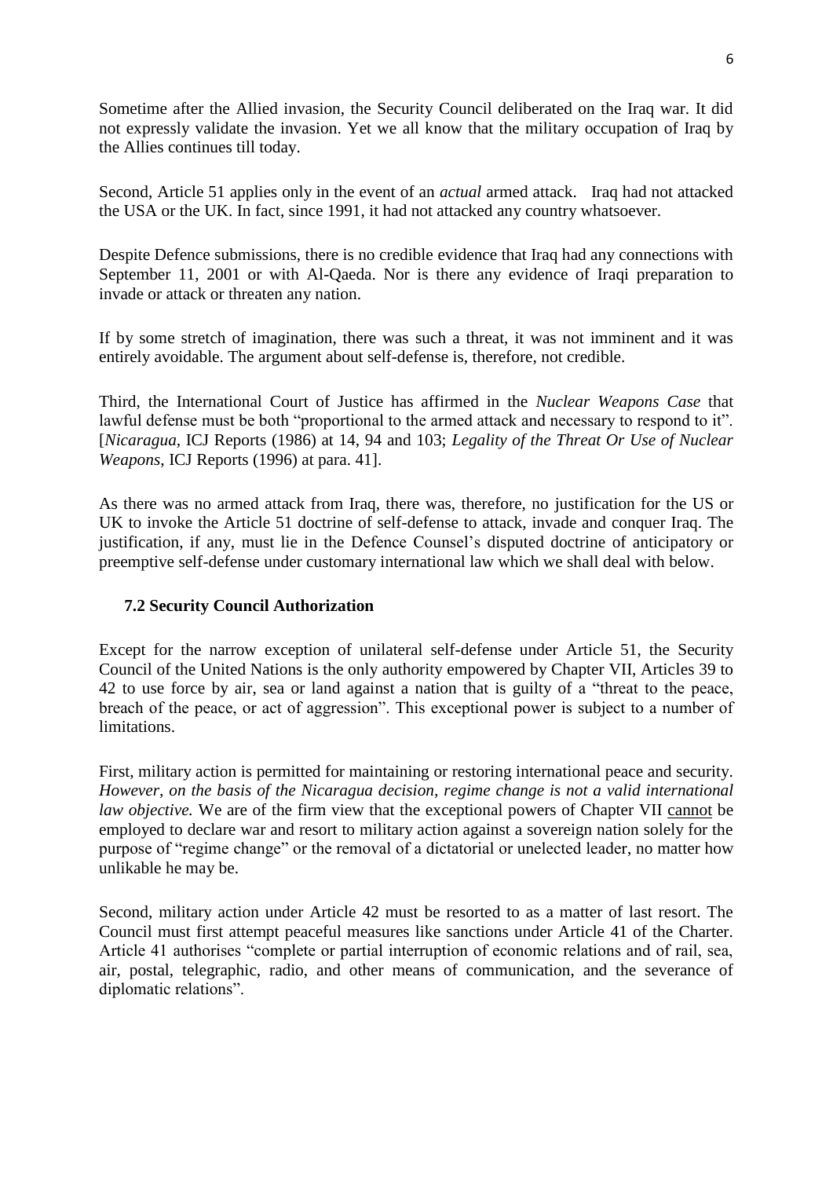Sometime after the Allied invasion, the Security Council deliberated on the Iraq war. It did not expressly validate the invasion. Yet we all know that the military occupation of Iraq by the Allies continues till today.

Second, Article 51 applies only in the event of an *actual* armed attack. Iraq had not attacked the USA or the UK. In fact, since 1991, it had not attacked any country whatsoever.

Despite Defence submissions, there is no credible evidence that Iraq had any connections with September 11, 2001 or with Al-Qaeda. Nor is there any evidence of Iraqi preparation to invade or attack or threaten any nation.

If by some stretch of imagination, there was such a threat, it was not imminent and it was entirely avoidable. The argument about self-defense is, therefore, not credible.

Third, the International Court of Justice has affirmed in the *Nuclear Weapons Case* that lawful defense must be both "proportional to the armed attack and necessary to respond to it". [*Nicaragua,* ICJ Reports (1986) at 14, 94 and 103; *Legality of the Threat Or Use of Nuclear Weapons*, ICJ Reports (1996) at para. 41].

As there was no armed attack from Iraq, there was, therefore, no justification for the US or UK to invoke the Article 51 doctrine of self-defense to attack, invade and conquer Iraq. The justification, if any, must lie in the Defence Counsel's disputed doctrine of anticipatory or preemptive self-defense under customary international law which we shall deal with below.

### 7.2 Security Council Authorization

Except for the narrow exception of unilateral self-defense under Article 51, the Security Council of the United Nations is the only authority empowered by Chapter VII, Articles 39 to 42 to use force by air, sea or land against a nation that is guilty of a "threat to the peace, breach of the peace, or act of aggression". This exceptional power is subject to a number of limitations.

First, military action is permitted for maintaining or restoring international peace and security. *However, on the basis of the Nicaragua decision, regime change is not a valid international law objective.* We are of the firm view that the exceptional powers of Chapter VII cannot be employed to declare war and resort to military action against a sovereign nation solely for the purpose of "regime change" or the removal of a dictatorial or unelected leader, no matter how unlikable he may be.

Second, military action under Article 42 must be resorted to as a matter of last resort. The Council must first attempt peaceful measures like sanctions under Article 41 of the Charter. Article 41 authorises "complete or partial interruption of economic relations and of rail, sea, air, postal, telegraphic, radio, and other means of communication, and the severance of diplomatic relations".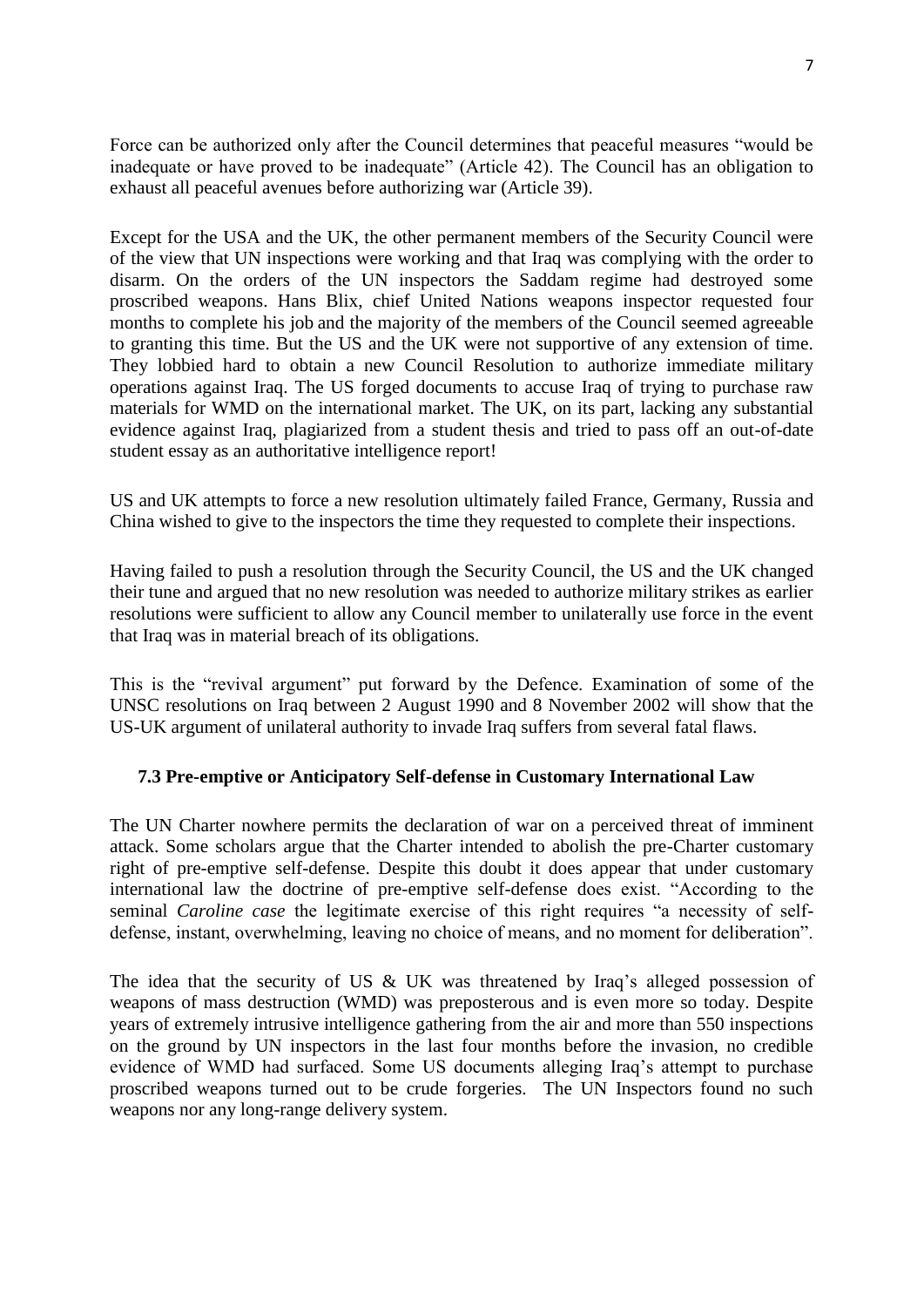Force can be authorized only after the Council determines that peaceful measures "would be inadequate or have proved to be inadequate" (Article 42). The Council has an obligation to exhaust all peaceful avenues before authorizing war (Article 39).

Except for the USA and the UK, the other permanent members of the Security Council were of the view that UN inspections were working and that Iraq was complying with the order to disarm. On the orders of the UN inspectors the Saddam regime had destroyed some proscribed weapons. Hans Blix, chief United Nations weapons inspector requested four months to complete his job and the majority of the members of the Council seemed agreeable to granting this time. But the US and the UK were not supportive of any extension of time. They lobbied hard to obtain a new Council Resolution to authorize immediate military operations against Iraq. The US forged documents to accuse Iraq of trying to purchase raw materials for WMD on the international market. The UK, on its part, lacking any substantial evidence against Iraq, plagiarized from a student thesis and tried to pass off an out-of-date student essay as an authoritative intelligence report!

US and UK attempts to force a new resolution ultimately failed France, Germany, Russia and China wished to give to the inspectors the time they requested to complete their inspections.

Having failed to push a resolution through the Security Council, the US and the UK changed their tune and argued that no new resolution was needed to authorize military strikes as earlier resolutions were sufficient to allow any Council member to unilaterally use force in the event that Iraq was in material breach of its obligations.

This is the "revival argument" put forward by the Defence. Examination of some of the UNSC resolutions on Iraq between 2 August 1990 and 8 November 2002 will show that the US-UK argument of unilateral authority to invade Iraq suffers from several fatal flaws.

### 7.3 Pre-emptive or Anticipatory Self-defense in Customary International Law

The UN Charter nowhere permits the declaration of war on a perceived threat of imminent attack. Some scholars argue that the Charter intended to abolish the pre-Charter customary right of pre-emptive self-defense. Despite this doubt it does appear that under customary international law the doctrine of pre-emptive self-defense does exist. "According to the seminal *Caroline case* the legitimate exercise of this right requires "a necessity of self-defense, instant, overwhelming, leaving no choice of means, and no moment for deliberation".

The idea that the security of US & UK was threatened by Iraq's alleged possession of weapons of mass destruction (WMD) was preposterous and is even more so today. Despite years of extremely intrusive intelligence gathering from the air and more than 550 inspections on the ground by UN inspectors in the last four months before the invasion, no credible evidence of WMD had surfaced. Some US documents alleging Iraq's attempt to purchase proscribed weapons turned out to be crude forgeries. The UN Inspectors found no such weapons nor any long-range delivery system.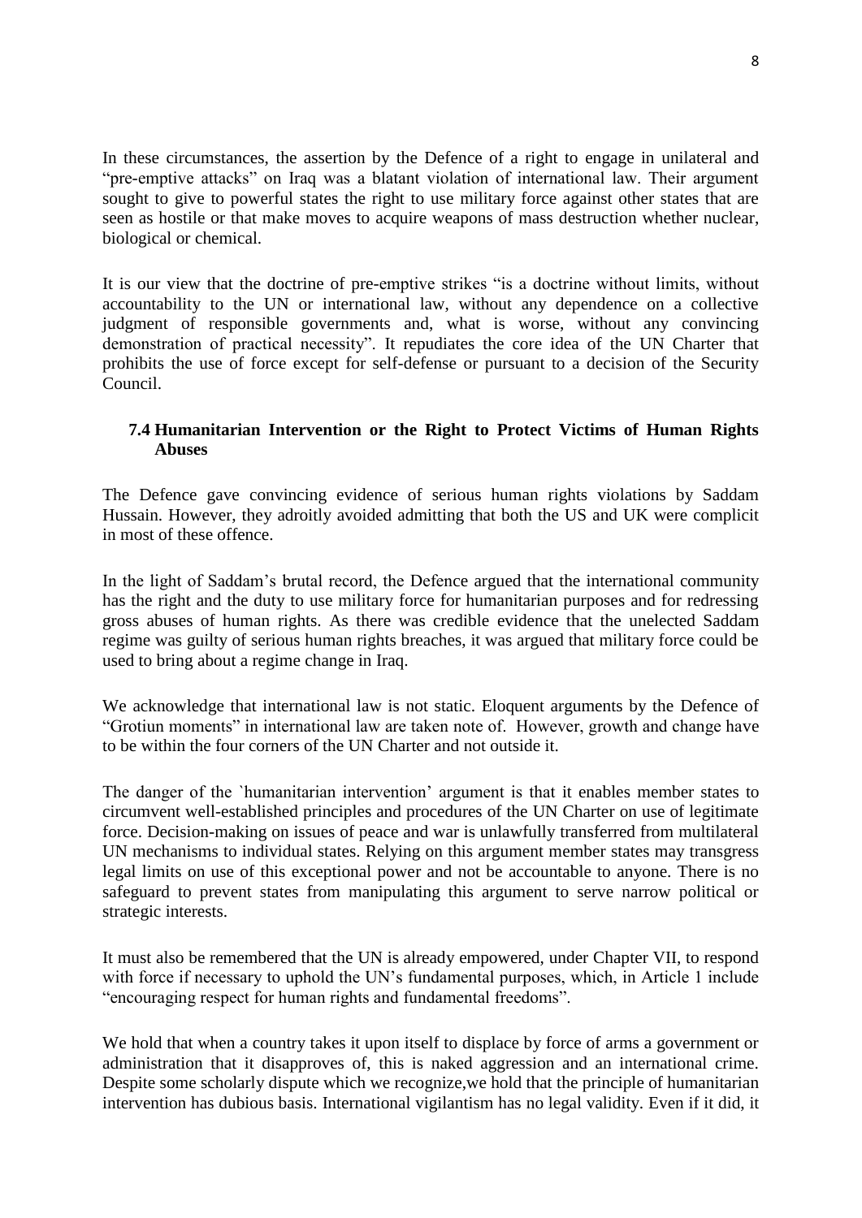In these circumstances, the assertion by the Defence of a right to engage in unilateral and "pre-emptive attacks" on Iraq was a blatant violation of international law. Their argument sought to give to powerful states the right to use military force against other states that are seen as hostile or that make moves to acquire weapons of mass destruction whether nuclear, biological or chemical.

It is our view that the doctrine of pre-emptive strikes "is a doctrine without limits, without accountability to the UN or international law, without any dependence on a collective judgment of responsible governments and, what is worse, without any convincing demonstration of practical necessity". It repudiates the core idea of the UN Charter that prohibits the use of force except for self-defense or pursuant to a decision of the Security Council.

### 7.4 Humanitarian Intervention or the Right to Protect Victims of Human Rights Abuses

The Defence gave convincing evidence of serious human rights violations by Saddam Hussain. However, they adroitly avoided admitting that both the US and UK were complicit in most of these offence.

In the light of Saddam's brutal record, the Defence argued that the international community has the right and the duty to use military force for humanitarian purposes and for redressing gross abuses of human rights. As there was credible evidence that the unelected Saddam regime was guilty of serious human rights breaches, it was argued that military force could be used to bring about a regime change in Iraq.

We acknowledge that international law is not static. Eloquent arguments by the Defence of "Grotiun moments" in international law are taken note of. However, growth and change have to be within the four corners of the UN Charter and not outside it.

The danger of the `humanitarian intervention' argument is that it enables member states to circumvent well-established principles and procedures of the UN Charter on use of legitimate force. Decision-making on issues of peace and war is unlawfully transferred from multilateral UN mechanisms to individual states. Relying on this argument member states may transgress legal limits on use of this exceptional power and not be accountable to anyone. There is no safeguard to prevent states from manipulating this argument to serve narrow political or strategic interests.

It must also be remembered that the UN is already empowered, under Chapter VII, to respond with force if necessary to uphold the UN's fundamental purposes, which, in Article 1 include "encouraging respect for human rights and fundamental freedoms".

We hold that when a country takes it upon itself to displace by force of arms a government or administration that it disapproves of, this is naked aggression and an international crime. Despite some scholarly dispute which we recognize,we hold that the principle of humanitarian intervention has dubious basis. International vigilantism has no legal validity. Even if it did, it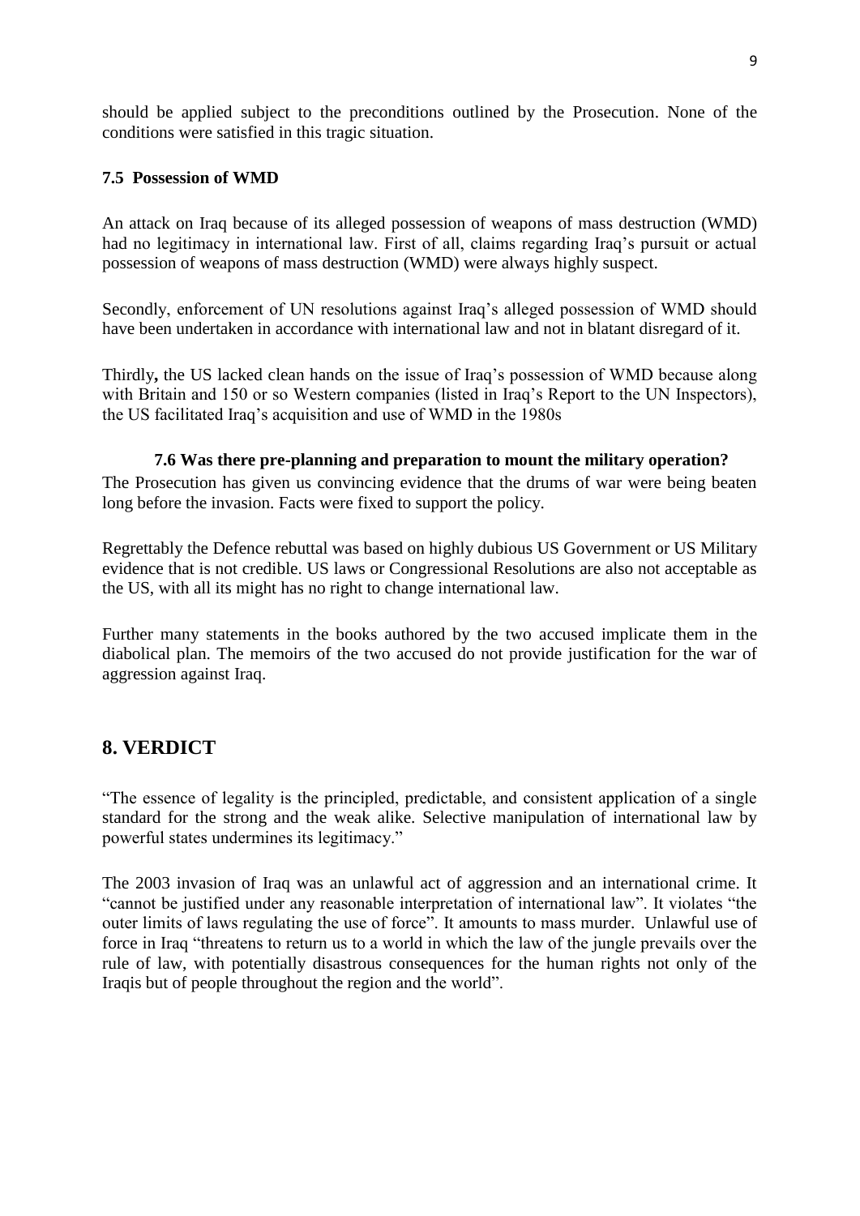should be applied subject to the preconditions outlined by the Prosecution. None of the conditions were satisfied in this tragic situation.

### 7.5 Possession of WMD

An attack on Iraq because of its alleged possession of weapons of mass destruction (WMD) had no legitimacy in international law. First of all, claims regarding Iraq's pursuit or actual possession of weapons of mass destruction (WMD) were always highly suspect.

Secondly, enforcement of UN resolutions against Iraq's alleged possession of WMD should have been undertaken in accordance with international law and not in blatant disregard of it.

Thirdly**,** the US lacked clean hands on the issue of Iraq's possession of WMD because along with Britain and 150 or so Western companies (listed in Iraq's Report to the UN Inspectors), the US facilitated Iraq's acquisition and use of WMD in the 1980s

### 7.6 Was there pre-planning and preparation to mount the military operation?

The Prosecution has given us convincing evidence that the drums of war were being beaten long before the invasion. Facts were fixed to support the policy.

Regrettably the Defence rebuttal was based on highly dubious US Government or US Military evidence that is not credible. US laws or Congressional Resolutions are also not acceptable as the US, with all its might has no right to change international law.

Further many statements in the books authored by the two accused implicate them in the diabolical plan. The memoirs of the two accused do not provide justification for the war of aggression against Iraq.

## 8. VERDICT

"The essence of legality is the principled, predictable, and consistent application of a single standard for the strong and the weak alike. Selective manipulation of international law by powerful states undermines its legitimacy."

The 2003 invasion of Iraq was an unlawful act of aggression and an international crime. It "cannot be justified under any reasonable interpretation of international law". It violates "the outer limits of laws regulating the use of force". It amounts to mass murder. Unlawful use of force in Iraq "threatens to return us to a world in which the law of the jungle prevails over the rule of law, with potentially disastrous consequences for the human rights not only of the Iraqis but of people throughout the region and the world".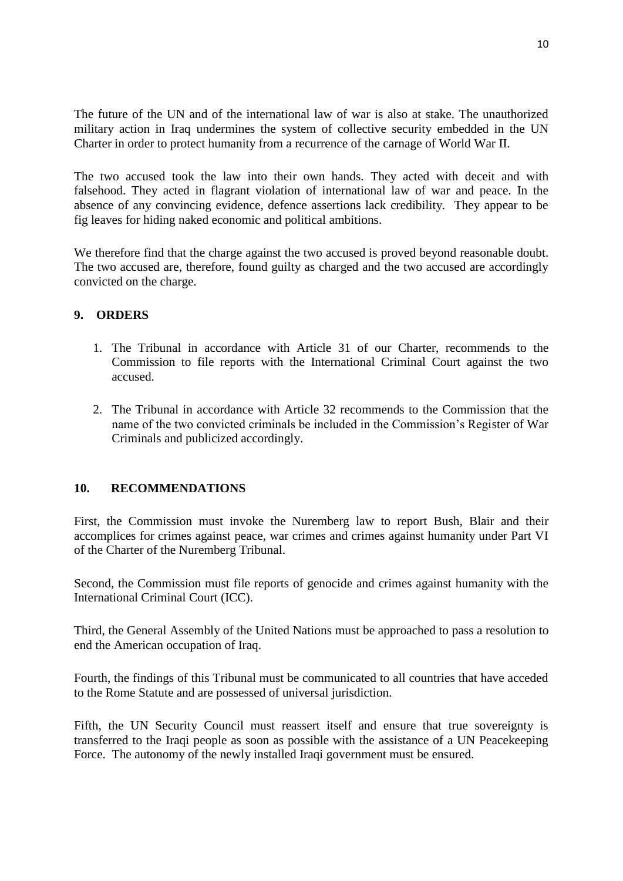The future of the UN and of the international law of war is also at stake. The unauthorized military action in Iraq undermines the system of collective security embedded in the UN Charter in order to protect humanity from a recurrence of the carnage of World War II.

The two accused took the law into their own hands. They acted with deceit and with falsehood. They acted in flagrant violation of international law of war and peace. In the absence of any convincing evidence, defence assertions lack credibility. They appear to be fig leaves for hiding naked economic and political ambitions.

We therefore find that the charge against the two accused is proved beyond reasonable doubt. The two accused are, therefore, found guilty as charged and the two accused are accordingly convicted on the charge.

## 9. ORDERS

1. The Tribunal in accordance with Article 31 of our Charter, recommends to the Commission to file reports with the International Criminal Court against the two accused.

2. The Tribunal in accordance with Article 32 recommends to the Commission that the name of the two convicted criminals be included in the Commission's Register of War Criminals and publicized accordingly.

## 10. RECOMMENDATIONS

First, the Commission must invoke the Nuremberg law to report Bush, Blair and their accomplices for crimes against peace, war crimes and crimes against humanity under Part VI of the Charter of the Nuremberg Tribunal.

Second, the Commission must file reports of genocide and crimes against humanity with the International Criminal Court (ICC).

Third, the General Assembly of the United Nations must be approached to pass a resolution to end the American occupation of Iraq.

Fourth, the findings of this Tribunal must be communicated to all countries that have acceded to the Rome Statute and are possessed of universal jurisdiction.

Fifth, the UN Security Council must reassert itself and ensure that true sovereignty is transferred to the Iraqi people as soon as possible with the assistance of a UN Peacekeeping Force. The autonomy of the newly installed Iraqi government must be ensured.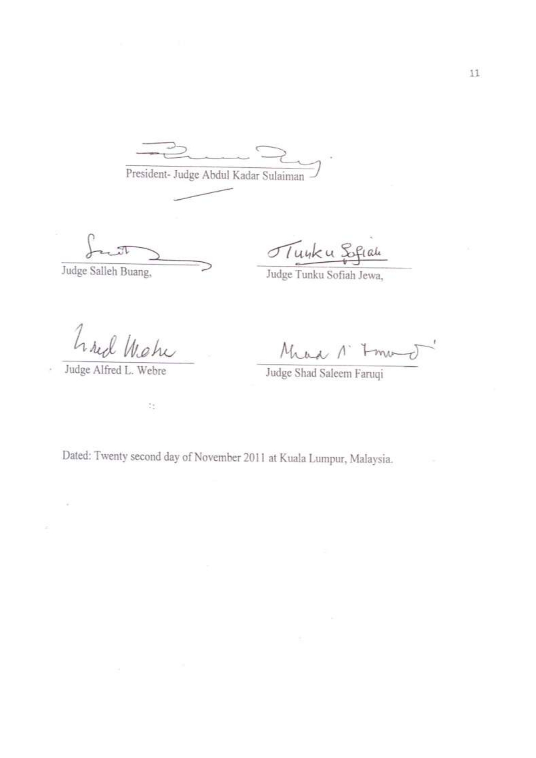President- Judge Abdul Kadar Sulaiman

Judge Salleh Buang,

Judge Tunku Sofiah Jewa,

Judge Alfred L. Webre

Judge Shad Saleem Faruqi

Dated: Twenty second day of November 2011 at Kuala Lumpur, Malaysia.